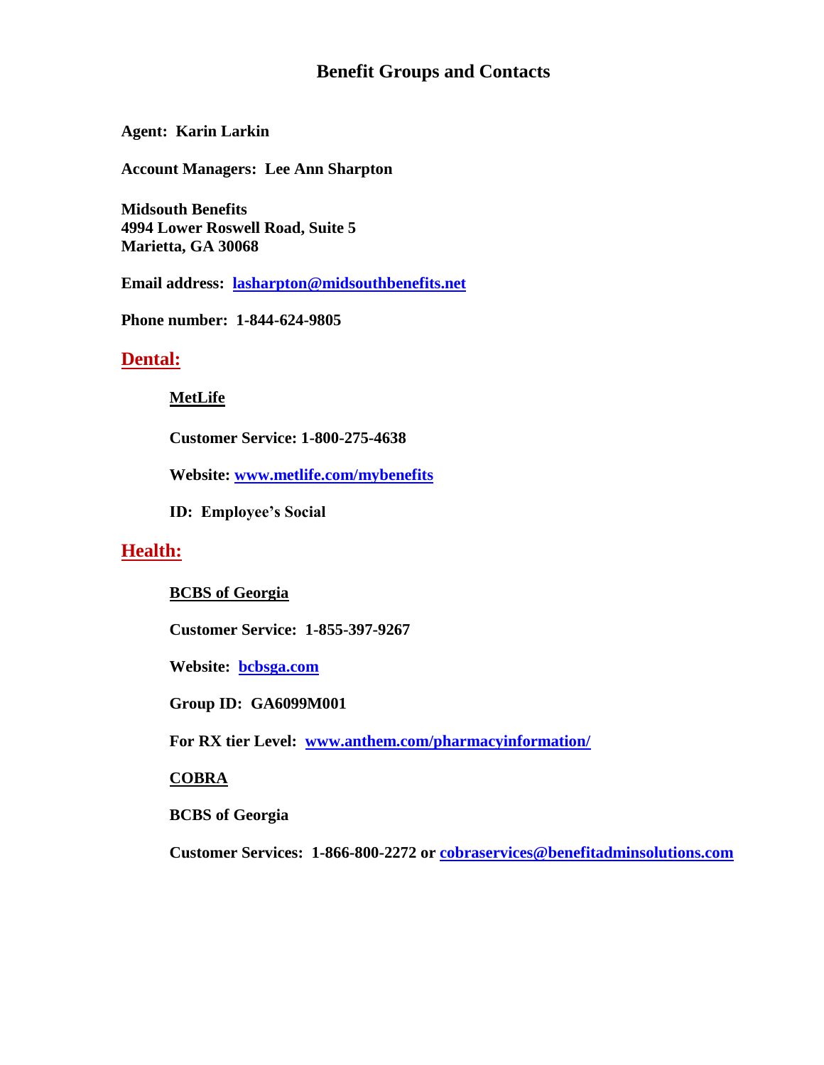# Benefit Groups and Contacts

**Agent: Karin Larkin**

**Account Managers: Lee Ann Sharpton**

**Midsouth Benefits**
**4994 Lower Roswell Road, Suite 5**
**Marietta, GA 30068**

**Email address: lasharpton@midsouthbenefits.net**

**Phone number: 1-844-624-9805**

## Dental:

**MetLife**

**Customer Service: 1-800-275-4638**

**Website: www.metlife.com/mybenefits**

**ID: Employee's Social**

## Health:

**BCBS of Georgia**

**Customer Service: 1-855-397-9267**

**Website: bcbsga.com**

**Group ID: GA6099M001**

**For RX tier Level: www.anthem.com/pharmacyinformation/**

**COBRA**

**BCBS of Georgia**

**Customer Services: 1-866-800-2272 or cobraservices@benefitadminsolutions.com**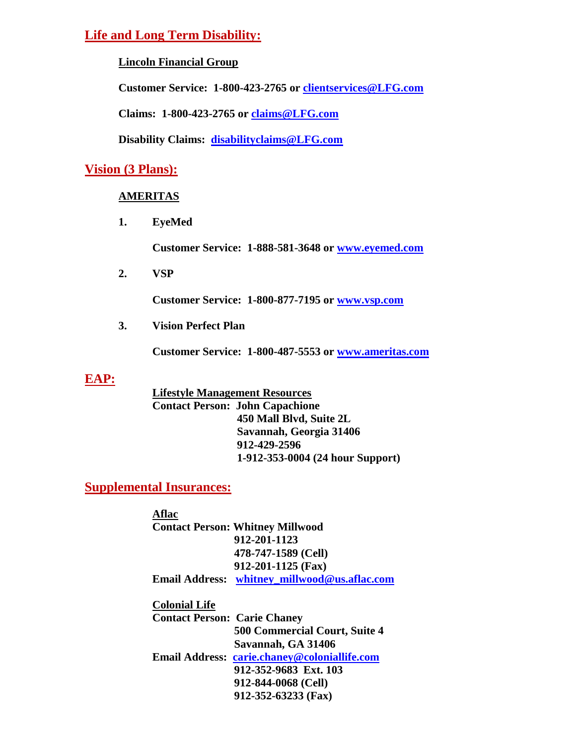## Life and Long Term Disability:

**Lincoln Financial Group**

**Customer Service: 1-800-423-2765 or clientservices@LFG.com**

**Claims: 1-800-423-2765 or claims@LFG.com**

**Disability Claims: disabilityclaims@LFG.com**

## Vision (3 Plans):

**AMERITAS**

1. **EyeMed**

   **Customer Service: 1-888-581-3648 or www.eyemed.com**

2. **VSP**

   **Customer Service: 1-800-877-7195 or www.vsp.com**

3. **Vision Perfect Plan**

   **Customer Service: 1-800-487-5553 or www.ameritas.com**

## EAP:

**Lifestyle Management Resources**
**Contact Person: John Capachione**
**450 Mall Blvd, Suite 2L**
**Savannah, Georgia 31406**
**912-429-2596**
**1-912-353-0004 (24 hour Support)**

## Supplemental Insurances:

**Aflac**
**Contact Person: Whitney Millwood**
**912-201-1123**
**478-747-1589 (Cell)**
**912-201-1125 (Fax)**
**Email Address: whitney_millwood@us.aflac.com**

**Colonial Life**
**Contact Person: Carie Chaney**
**500 Commercial Court, Suite 4**
**Savannah, GA 31406**
**Email Address: carie.chaney@coloniallife.com**
**912-352-9683 Ext. 103**
**912-844-0068 (Cell)**
**912-352-63233 (Fax)**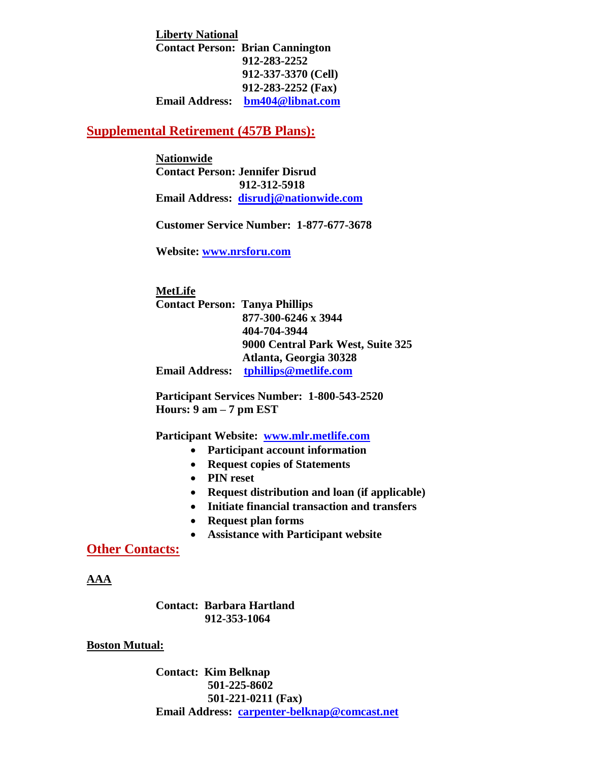**Liberty National**
**Contact Person: Brian Cannington**
**912-283-2252**
**912-337-3370 (Cell)**
**912-283-2252 (Fax)**
**Email Address: bm404@libnat.com**

## Supplemental Retirement (457B Plans):

**Nationwide**
**Contact Person: Jennifer Disrud**
**912-312-5918**
**Email Address: disrudj@nationwide.com**

**Customer Service Number: 1-877-677-3678**

**Website: www.nrsforu.com**

**MetLife**
**Contact Person: Tanya Phillips**
**877-300-6246 x 3944**
**404-704-3944**
**9000 Central Park West, Suite 325**
**Atlanta, Georgia 30328**
**Email Address: tphillips@metlife.com**

**Participant Services Number: 1-800-543-2520**
**Hours: 9 am – 7 pm EST**

**Participant Website: www.mlr.metlife.com**

- **Participant account information**
- **Request copies of Statements**
- **PIN reset**
- **Request distribution and loan (if applicable)**
- **Initiate financial transaction and transfers**
- **Request plan forms**
- **Assistance with Participant website**

## Other Contacts:

**AAA**

**Contact: Barbara Hartland**
**912-353-1064**

**Boston Mutual:**

**Contact: Kim Belknap**
**501-225-8602**
**501-221-0211 (Fax)**
**Email Address: carpenter-belknap@comcast.net**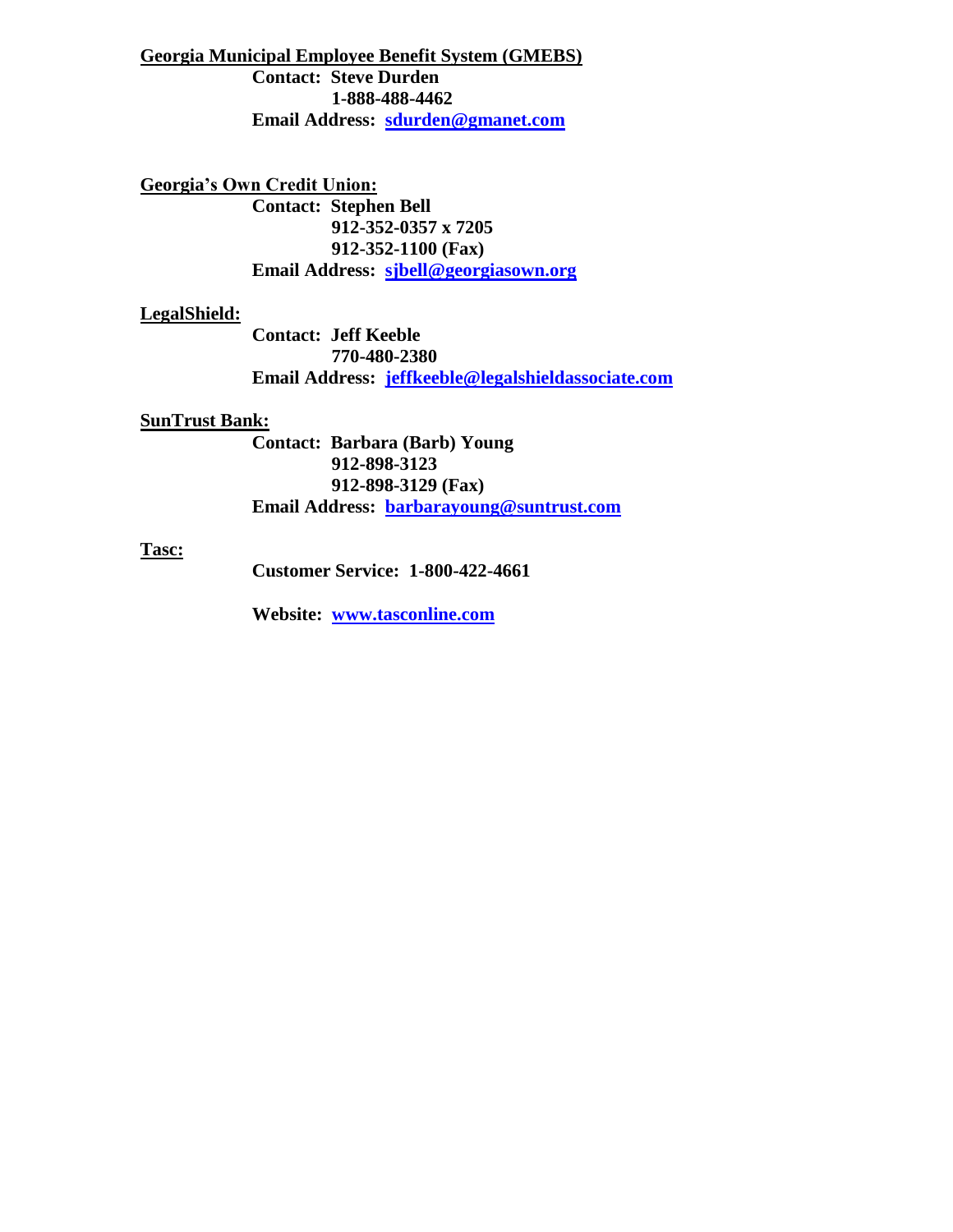**Georgia Municipal Employee Benefit System (GMEBS)**

**Contact: Steve Durden**
**1-888-488-4462**
**Email Address: sdurden@gmanet.com**

**Georgia's Own Credit Union:**

**Contact: Stephen Bell**
**912-352-0357 x 7205**
**912-352-1100 (Fax)**
**Email Address: sjbell@georgiasown.org**

**LegalShield:**

**Contact: Jeff Keeble**
**770-480-2380**
**Email Address: jeffkeeble@legalshieldassociate.com**

**SunTrust Bank:**

**Contact: Barbara (Barb) Young**
**912-898-3123**
**912-898-3129 (Fax)**
**Email Address: barbarayoung@suntrust.com**

**Tasc:**

**Customer Service: 1-800-422-4661**

**Website: www.tasconline.com**